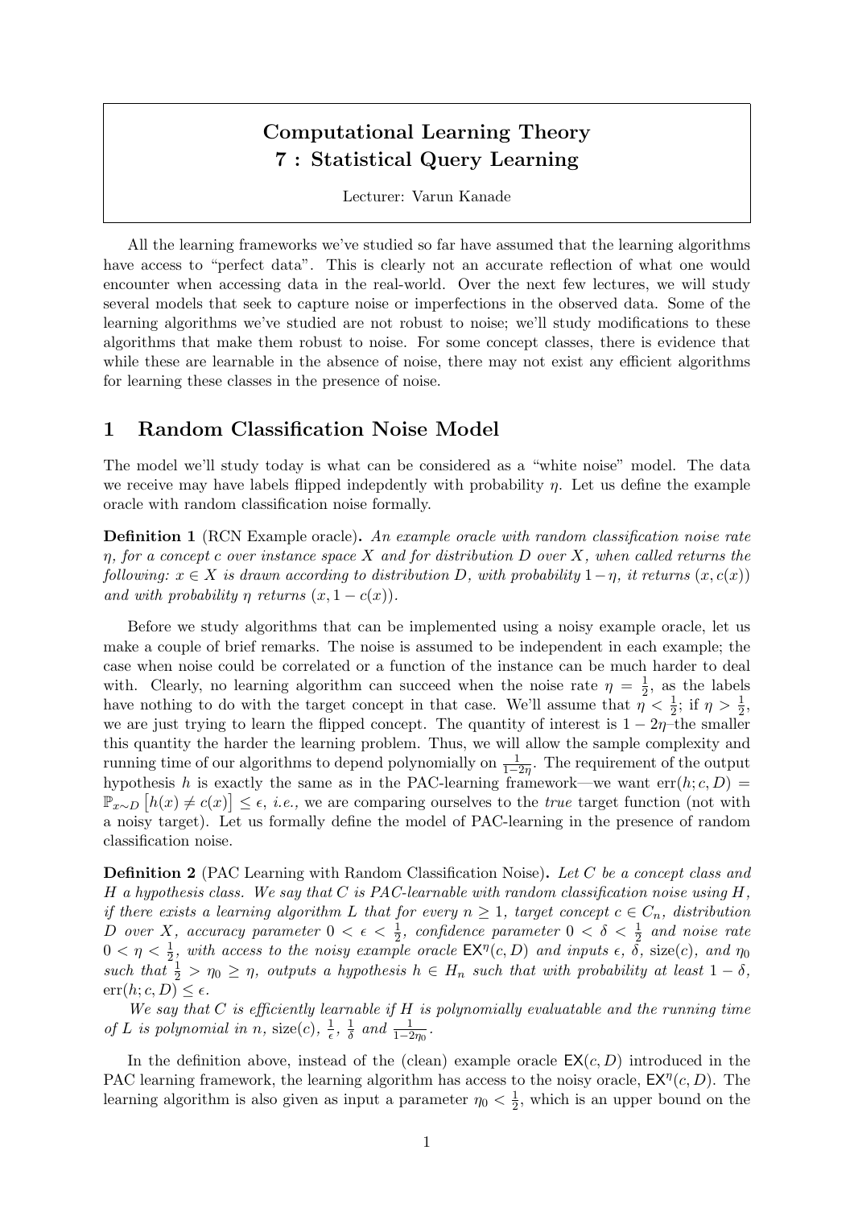# Computational Learning Theory
# 7 : Statistical Query Learning

Lecturer: Varun Kanade

All the learning frameworks we've studied so far have assumed that the learning algorithms have access to "perfect data". This is clearly not an accurate reflection of what one would encounter when accessing data in the real-world. Over the next few lectures, we will study several models that seek to capture noise or imperfections in the observed data. Some of the learning algorithms we've studied are not robust to noise; we'll study modifications to these algorithms that make them robust to noise. For some concept classes, there is evidence that while these are learnable in the absence of noise, there may not exist any efficient algorithms for learning these classes in the presence of noise.

## 1 Random Classification Noise Model

The model we'll study today is what can be considered as a "white noise" model. The data we receive may have labels flipped indepdently with probability $\eta$. Let us define the example oracle with random classification noise formally.

**Definition 1** (RCN Example oracle)**.** *An example oracle with random classification noise rate $\eta$, for a concept $c$ over instance space $X$ and for distribution $D$ over $X$, when called returns the following: $x \in X$ is drawn according to distribution $D$, with probability $1-\eta$, it returns $(x, c(x))$ and with probability $\eta$ returns $(x, 1-c(x))$.*

Before we study algorithms that can be implemented using a noisy example oracle, let us make a couple of brief remarks. The noise is assumed to be independent in each example; the case when noise could be correlated or a function of the instance can be much harder to deal with. Clearly, no learning algorithm can succeed when the noise rate $\eta = \frac{1}{2}$, as the labels have nothing to do with the target concept in that case. We'll assume that $\eta < \frac{1}{2}$; if $\eta > \frac{1}{2}$, we are just trying to learn the flipped concept. The quantity of interest is $1 - 2\eta$–the smaller this quantity the harder the learning problem. Thus, we will allow the sample complexity and running time of our algorithms to depend polynomially on $\frac{1}{1-2\eta}$. The requirement of the output hypothesis $h$ is exactly the same as in the PAC-learning framework—we want $\mathrm{err}(h; c, D) = \mathbb{P}_{x\sim D}\left[h(x) \neq c(x)\right] \leq \epsilon$, *i.e.,* we are comparing ourselves to the *true* target function (not with a noisy target). Let us formally define the model of PAC-learning in the presence of random classification noise.

**Definition 2** (PAC Learning with Random Classification Noise)**.** *Let $C$ be a concept class and $H$ a hypothesis class. We say that $C$ is PAC-learnable with random classification noise using $H$, if there exists a learning algorithm $L$ that for every $n \geq 1$, target concept $c \in C_n$, distribution $D$ over $X$, accuracy parameter $0 < \epsilon < \frac{1}{2}$, confidence parameter $0 < \delta < \frac{1}{2}$ and noise rate $0 < \eta < \frac{1}{2}$, with access to the noisy example oracle $\mathsf{EX}^{\eta}(c, D)$ and inputs $\epsilon$, $\delta$, $\mathrm{size}(c)$, and $\eta_0$ such that $\frac{1}{2} > \eta_0 \geq \eta$, outputs a hypothesis $h \in H_n$ such that with probability at least $1-\delta$, $\mathrm{err}(h; c, D) \leq \epsilon$.*

*We say that $C$ is efficiently learnable if $H$ is polynomially evaluatable and the running time of $L$ is polynomial in $n$, $\mathrm{size}(c)$, $\frac{1}{\epsilon}$, $\frac{1}{\delta}$ and $\frac{1}{1-2\eta_0}$.*

In the definition above, instead of the (clean) example oracle $\mathsf{EX}(c, D)$ introduced in the PAC learning framework, the learning algorithm has access to the noisy oracle, $\mathsf{EX}^{\eta}(c, D)$. The learning algorithm is also given as input a parameter $\eta_0 < \frac{1}{2}$, which is an upper bound on the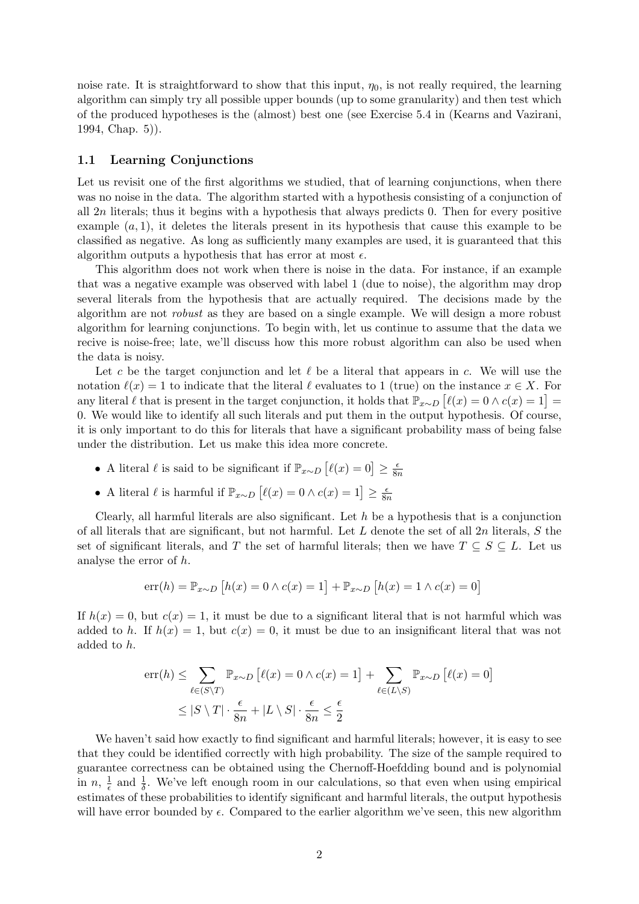noise rate. It is straightforward to show that this input, $\eta_0$, is not really required, the learning algorithm can simply try all possible upper bounds (up to some granularity) and then test which of the produced hypotheses is the (almost) best one (see Exercise 5.4 in (Kearns and Vazirani, 1994, Chap. 5)).

### 1.1 Learning Conjunctions

Let us revisit one of the first algorithms we studied, that of learning conjunctions, when there was no noise in the data. The algorithm started with a hypothesis consisting of a conjunction of all $2n$ literals; thus it begins with a hypothesis that always predicts 0. Then for every positive example $(a, 1)$, it deletes the literals present in its hypothesis that cause this example to be classified as negative. As long as sufficiently many examples are used, it is guaranteed that this algorithm outputs a hypothesis that has error at most $\epsilon$.

This algorithm does not work when there is noise in the data. For instance, if an example that was a negative example was observed with label 1 (due to noise), the algorithm may drop several literals from the hypothesis that are actually required. The decisions made by the algorithm are not *robust* as they are based on a single example. We will design a more robust algorithm for learning conjunctions. To begin with, let us continue to assume that the data we recive is noise-free; late, we'll discuss how this more robust algorithm can also be used when the data is noisy.

Let $c$ be the target conjunction and let $\ell$ be a literal that appears in $c$. We will use the notation $\ell(x) = 1$ to indicate that the literal $\ell$ evaluates to 1 (true) on the instance $x \in X$. For any literal $\ell$ that is present in the target conjunction, it holds that $\mathbb{P}_{x \sim D}\left[\ell(x) = 0 \wedge c(x) = 1\right] = 0$. We would like to identify all such literals and put them in the output hypothesis. Of course, it is only important to do this for literals that have a significant probability mass of being false under the distribution. Let us make this idea more concrete.

- A literal $\ell$ is said to be significant if $\mathbb{P}_{x \sim D}\left[\ell(x) = 0\right] \geq \frac{\epsilon}{8n}$
- A literal $\ell$ is harmful if $\mathbb{P}_{x \sim D}\left[\ell(x) = 0 \wedge c(x) = 1\right] \geq \frac{\epsilon}{8n}$

Clearly, all harmful literals are also significant. Let $h$ be a hypothesis that is a conjunction of all literals that are significant, but not harmful. Let $L$ denote the set of all $2n$ literals, $S$ the set of significant literals, and $T$ the set of harmful literals; then we have $T \subseteq S \subseteq L$. Let us analyse the error of $h$.

$$\mathrm{err}(h) = \mathbb{P}_{x \sim D}\left[h(x) = 0 \wedge c(x) = 1\right] + \mathbb{P}_{x \sim D}\left[h(x) = 1 \wedge c(x) = 0\right]$$

If $h(x) = 0$, but $c(x) = 1$, it must be due to a significant literal that is not harmful which was added to $h$. If $h(x) = 1$, but $c(x) = 0$, it must be due to an insignificant literal that was not added to $h$.

$$\begin{aligned}
\mathrm{err}(h) &\leq \sum_{\ell \in (S \setminus T)} \mathbb{P}_{x \sim D}\left[\ell(x) = 0 \wedge c(x) = 1\right] + \sum_{\ell \in (L \setminus S)} \mathbb{P}_{x \sim D}\left[\ell(x) = 0\right] \\
&\leq |S \setminus T| \cdot \frac{\epsilon}{8n} + |L \setminus S| \cdot \frac{\epsilon}{8n} \leq \frac{\epsilon}{2}
\end{aligned}$$

We haven't said how exactly to find significant and harmful literals; however, it is easy to see that they could be identified correctly with high probability. The size of the sample required to guarantee correctness can be obtained using the Chernoff-Hoefdding bound and is polynomial in $n$, $\frac{1}{\epsilon}$ and $\frac{1}{\delta}$. We've left enough room in our calculations, so that even when using empirical estimates of these probabilities to identify significant and harmful literals, the output hypothesis will have error bounded by $\epsilon$. Compared to the earlier algorithm we've seen, this new algorithm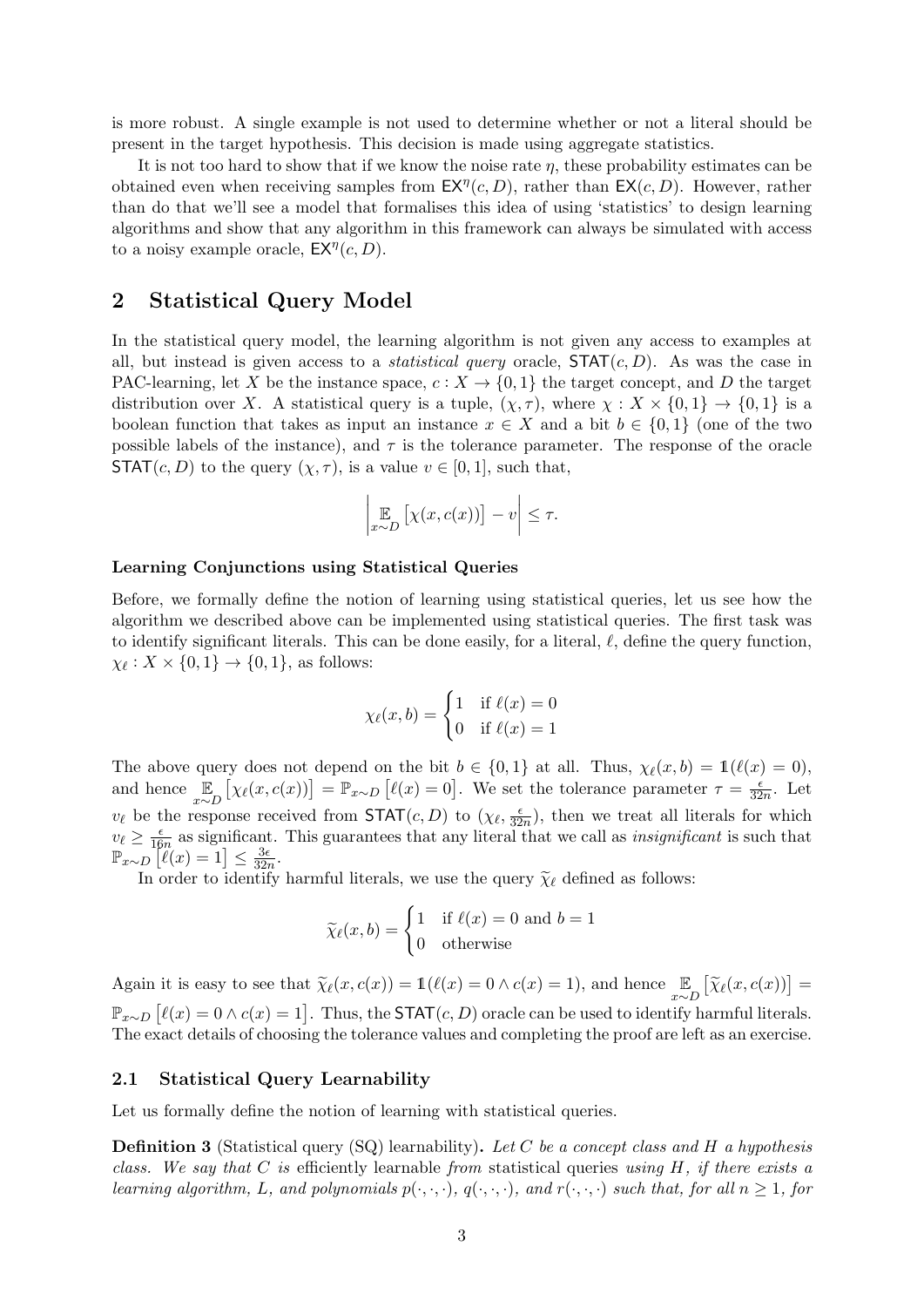is more robust. A single example is not used to determine whether or not a literal should be present in the target hypothesis. This decision is made using aggregate statistics.

It is not too hard to show that if we know the noise rate $\eta$, these probability estimates can be obtained even when receiving samples from $\mathsf{EX}^{\eta}(c, D)$, rather than $\mathsf{EX}(c, D)$. However, rather than do that we'll see a model that formalises this idea of using 'statistics' to design learning algorithms and show that any algorithm in this framework can always be simulated with access to a noisy example oracle, $\mathsf{EX}^{\eta}(c, D)$.

## 2 Statistical Query Model

In the statistical query model, the learning algorithm is not given any access to examples at all, but instead is given access to a *statistical query* oracle, $\mathsf{STAT}(c, D)$. As was the case in PAC-learning, let $X$ be the instance space, $c : X \to \{0, 1\}$ the target concept, and $D$ the target distribution over $X$. A statistical query is a tuple, $(\chi, \tau)$, where $\chi : X \times \{0, 1\} \to \{0, 1\}$ is a boolean function that takes as input an instance $x \in X$ and a bit $b \in \{0, 1\}$ (one of the two possible labels of the instance), and $\tau$ is the tolerance parameter. The response of the oracle $\mathsf{STAT}(c, D)$ to the query $(\chi, \tau)$, is a value $v \in [0, 1]$, such that,

$$\left| \mathop{\mathbb{E}}_{x \sim D} \left[ \chi(x, c(x)) \right] - v \right| \leq \tau.$$

#### Learning Conjunctions using Statistical Queries

Before, we formally define the notion of learning using statistical queries, let us see how the algorithm we described above can be implemented using statistical queries. The first task was to identify significant literals. This can be done easily, for a literal, $\ell$, define the query function, $\chi_\ell : X \times \{0, 1\} \to \{0, 1\}$, as follows:

$$\chi_\ell(x, b) = \begin{cases} 1 & \text{if } \ell(x) = 0 \\ 0 & \text{if } \ell(x) = 1 \end{cases}$$

The above query does not depend on the bit $b \in \{0, 1\}$ at all. Thus, $\chi_\ell(x, b) = \mathbb{1}(\ell(x) = 0)$, and hence $\mathop{\mathbb{E}}_{x \sim D} \left[ \chi_\ell(x, c(x)) \right] = \mathbb{P}_{x \sim D} \left[ \ell(x) = 0 \right]$. We set the tolerance parameter $\tau = \frac{\epsilon}{32n}$. Let $v_\ell$ be the response received from $\mathsf{STAT}(c, D)$ to $(\chi_\ell, \frac{\epsilon}{32n})$, then we treat all literals for which $v_\ell \geq \frac{\epsilon}{16n}$ as significant. This guarantees that any literal that we call as *insignificant* is such that $\mathbb{P}_{x \sim D} \left[ \ell(x) = 1 \right] \leq \frac{3\epsilon}{32n}$.

In order to identify harmful literals, we use the query $\widetilde{\chi}_\ell$ defined as follows:

$$\widetilde{\chi}_\ell(x, b) = \begin{cases} 1 & \text{if } \ell(x) = 0 \text{ and } b = 1 \\ 0 & \text{otherwise} \end{cases}$$

Again it is easy to see that $\widetilde{\chi}_\ell(x, c(x)) = \mathbb{1}(\ell(x) = 0 \wedge c(x) = 1)$, and hence $\mathop{\mathbb{E}}_{x \sim D} \left[ \widetilde{\chi}_\ell(x, c(x)) \right] = \mathbb{P}_{x \sim D} \left[ \ell(x) = 0 \wedge c(x) = 1 \right]$. Thus, the $\mathsf{STAT}(c, D)$ oracle can be used to identify harmful literals. The exact details of choosing the tolerance values and completing the proof are left as an exercise.

### 2.1 Statistical Query Learnability

Let us formally define the notion of learning with statistical queries.

**Definition 3** (Statistical query (SQ) learnability)**.** *Let $C$ be a concept class and $H$ a hypothesis class. We say that $C$ is* efficiently learnable *from* statistical queries *using $H$, if there exists a learning algorithm, $L$, and polynomials $p(\cdot, \cdot, \cdot)$, $q(\cdot, \cdot, \cdot)$, and $r(\cdot, \cdot, \cdot)$ such that, for all $n \geq 1$, for*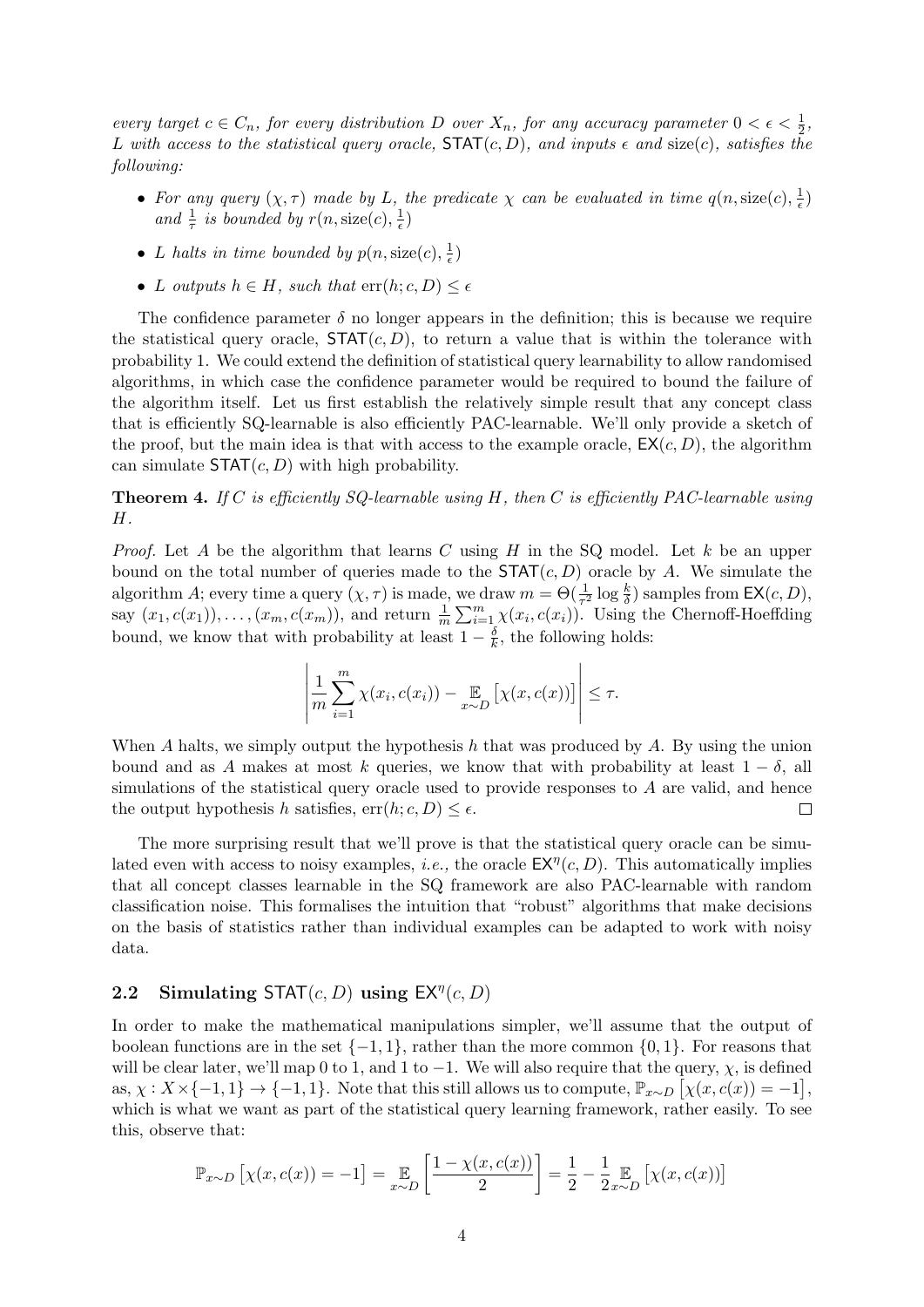*every target $c \in C_n$, for every distribution $D$ over $X_n$, for any accuracy parameter $0 < \epsilon < \frac{1}{2}$, $L$ with access to the statistical query oracle, $\mathsf{STAT}(c, D)$, and inputs $\epsilon$ and $\text{size}(c)$, satisfies the following:*

- *For any query $(\chi, \tau)$ made by $L$, the predicate $\chi$ can be evaluated in time $q(n, \text{size}(c), \frac{1}{\epsilon})$ and $\frac{1}{\tau}$ is bounded by $r(n, \text{size}(c), \frac{1}{\epsilon})$*
- *$L$ halts in time bounded by $p(n, \text{size}(c), \frac{1}{\epsilon})$*
- *$L$ outputs $h \in H$, such that $\text{err}(h; c, D) \leq \epsilon$*

The confidence parameter $\delta$ no longer appears in the definition; this is because we require the statistical query oracle, $\mathsf{STAT}(c, D)$, to return a value that is within the tolerance with probability 1. We could extend the definition of statistical query learnability to allow randomised algorithms, in which case the confidence parameter would be required to bound the failure of the algorithm itself. Let us first establish the relatively simple result that any concept class that is efficiently SQ-learnable is also efficiently PAC-learnable. We'll only provide a sketch of the proof, but the main idea is that with access to the example oracle, $\mathsf{EX}(c, D)$, the algorithm can simulate $\mathsf{STAT}(c, D)$ with high probability.

**Theorem 4.** *If $C$ is efficiently SQ-learnable using $H$, then $C$ is efficiently PAC-learnable using $H$.*

*Proof.* Let $A$ be the algorithm that learns $C$ using $H$ in the SQ model. Let $k$ be an upper bound on the total number of queries made to the $\mathsf{STAT}(c, D)$ oracle by $A$. We simulate the algorithm $A$; every time a query $(\chi, \tau)$ is made, we draw $m = \Theta(\frac{1}{\tau^2} \log \frac{k}{\delta})$ samples from $\mathsf{EX}(c, D)$, say $(x_1, c(x_1)), \ldots, (x_m, c(x_m))$, and return $\frac{1}{m} \sum_{i=1}^{m} \chi(x_i, c(x_i))$. Using the Chernoff-Hoeffding bound, we know that with probability at least $1 - \frac{\delta}{k}$, the following holds:

$$\left| \frac{1}{m} \sum_{i=1}^{m} \chi(x_i, c(x_i)) - \mathop{\mathbb{E}}_{x \sim D} \left[ \chi(x, c(x)) \right] \right| \leq \tau.$$

When $A$ halts, we simply output the hypothesis $h$ that was produced by $A$. By using the union bound and as $A$ makes at most $k$ queries, we know that with probability at least $1 - \delta$, all simulations of the statistical query oracle used to provide responses to $A$ are valid, and hence the output hypothesis $h$ satisfies, $\text{err}(h; c, D) \leq \epsilon$. $\square$

The more surprising result that we'll prove is that the statistical query oracle can be simulated even with access to noisy examples, *i.e.,* the oracle $\mathsf{EX}^\eta(c, D)$. This automatically implies that all concept classes learnable in the SQ framework are also PAC-learnable with random classification noise. This formalises the intuition that "robust" algorithms that make decisions on the basis of statistics rather than individual examples can be adapted to work with noisy data.

## 2.2 Simulating $\mathsf{STAT}(c, D)$ using $\mathsf{EX}^\eta(c, D)$

In order to make the mathematical manipulations simpler, we'll assume that the output of boolean functions are in the set $\{-1, 1\}$, rather than the more common $\{0, 1\}$. For reasons that will be clear later, we'll map 0 to 1, and 1 to $-1$. We will also require that the query, $\chi$, is defined as, $\chi : X \times \{-1, 1\} \to \{-1, 1\}$. Note that this still allows us to compute, $\mathbb{P}_{x \sim D} \left[ \chi(x, c(x)) = -1 \right]$, which is what we want as part of the statistical query learning framework, rather easily. To see this, observe that:

$$\mathbb{P}_{x \sim D} \left[ \chi(x, c(x)) = -1 \right] = \mathop{\mathbb{E}}_{x \sim D} \left[ \frac{1 - \chi(x, c(x))}{2} \right] = \frac{1}{2} - \frac{1}{2} \mathop{\mathbb{E}}_{x \sim D} \left[ \chi(x, c(x)) \right]$$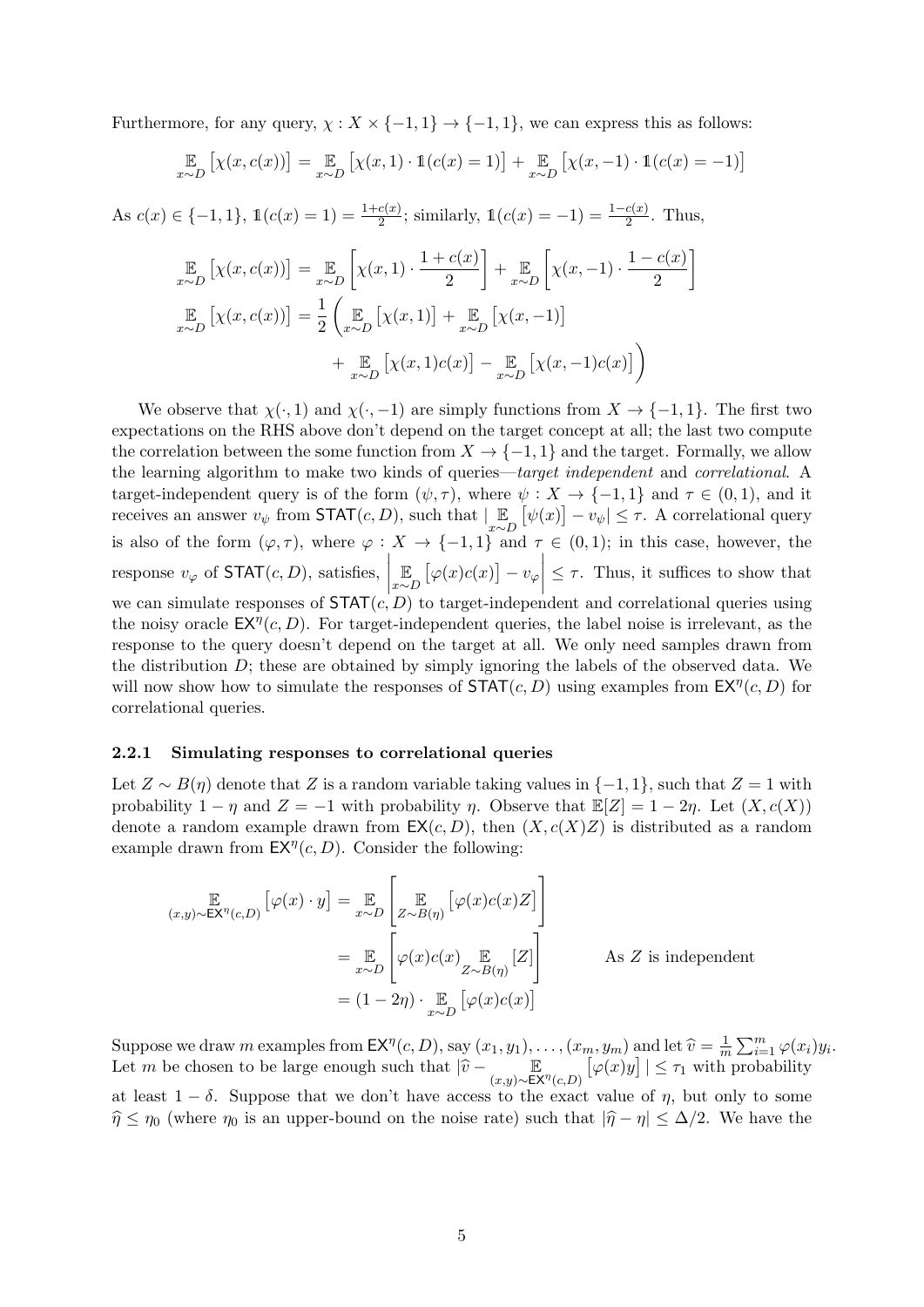Furthermore, for any query, $\chi : X \times \{-1, 1\} \to \{-1, 1\}$, we can express this as follows:

$$\mathop{\mathbb{E}}_{x \sim D}\left[\chi(x, c(x))\right] = \mathop{\mathbb{E}}_{x \sim D}\left[\chi(x, 1) \cdot \mathbb{1}(c(x) = 1)\right] + \mathop{\mathbb{E}}_{x \sim D}\left[\chi(x, -1) \cdot \mathbb{1}(c(x) = -1)\right]$$

As $c(x) \in \{-1, 1\}$, $\mathbb{1}(c(x) = 1) = \frac{1+c(x)}{2}$; similarly, $\mathbb{1}(c(x) = -1) = \frac{1-c(x)}{2}$. Thus,

$$\mathop{\mathbb{E}}_{x \sim D}\left[\chi(x, c(x))\right] = \mathop{\mathbb{E}}_{x \sim D}\left[\chi(x, 1) \cdot \frac{1 + c(x)}{2}\right] + \mathop{\mathbb{E}}_{x \sim D}\left[\chi(x, -1) \cdot \frac{1 - c(x)}{2}\right]$$

$$\mathop{\mathbb{E}}_{x \sim D}\left[\chi(x, c(x))\right] = \frac{1}{2}\Bigg(\mathop{\mathbb{E}}_{x \sim D}\left[\chi(x, 1)\right] + \mathop{\mathbb{E}}_{x \sim D}\left[\chi(x, -1)\right] + \mathop{\mathbb{E}}_{x \sim D}\left[\chi(x, 1)c(x)\right] - \mathop{\mathbb{E}}_{x \sim D}\left[\chi(x, -1)c(x)\right]\Bigg)$$

We observe that $\chi(\cdot, 1)$ and $\chi(\cdot, -1)$ are simply functions from $X \to \{-1, 1\}$. The first two expectations on the RHS above don't depend on the target concept at all; the last two compute the correlation between the some function from $X \to \{-1, 1\}$ and the target. Formally, we allow the learning algorithm to make two kinds of queries—*target independent* and *correlational*. A target-independent query is of the form $(\psi, \tau)$, where $\psi : X \to \{-1, 1\}$ and $\tau \in (0, 1)$, and it receives an answer $v_\psi$ from $\mathsf{STAT}(c, D)$, such that $|\mathop{\mathbb{E}}_{x \sim D}\left[\psi(x)\right] - v_\psi| \le \tau$. A correlational query is also of the form $(\varphi, \tau)$, where $\varphi : X \to \{-1, 1\}$ and $\tau \in (0, 1)$; in this case, however, the response $v_\varphi$ of $\mathsf{STAT}(c, D)$, satisfies, $\left|\mathop{\mathbb{E}}_{x \sim D}\left[\varphi(x)c(x)\right] - v_\varphi\right| \le \tau$. Thus, it suffices to show that we can simulate responses of $\mathsf{STAT}(c, D)$ to target-independent and correlational queries using the noisy oracle $\mathsf{EX}^\eta(c, D)$. For target-independent queries, the label noise is irrelevant, as the response to the query doesn't depend on the target at all. We only need samples drawn from the distribution $D$; these are obtained by simply ignoring the labels of the observed data. We will now show how to simulate the responses of $\mathsf{STAT}(c, D)$ using examples from $\mathsf{EX}^\eta(c, D)$ for correlational queries.

### 2.2.1 Simulating responses to correlational queries

Let $Z \sim B(\eta)$ denote that $Z$ is a random variable taking values in $\{-1, 1\}$, such that $Z = 1$ with probability $1 - \eta$ and $Z = -1$ with probability $\eta$. Observe that $\mathbb{E}[Z] = 1 - 2\eta$. Let $(X, c(X))$ denote a random example drawn from $\mathsf{EX}(c, D)$, then $(X, c(X)Z)$ is distributed as a random example drawn from $\mathsf{EX}^\eta(c, D)$. Consider the following:

$$\begin{aligned}
\mathop{\mathbb{E}}_{(x,y) \sim \mathsf{EX}^\eta(c,D)}\left[\varphi(x) \cdot y\right] &= \mathop{\mathbb{E}}_{x \sim D}\left[\mathop{\mathbb{E}}_{Z \sim B(\eta)}\left[\varphi(x)c(x)Z\right]\right] \\
&= \mathop{\mathbb{E}}_{x \sim D}\left[\varphi(x)c(x)\mathop{\mathbb{E}}_{Z \sim B(\eta)}[Z]\right] \qquad \text{As } Z \text{ is independent} \\
&= (1 - 2\eta) \cdot \mathop{\mathbb{E}}_{x \sim D}\left[\varphi(x)c(x)\right]
\end{aligned}$$

Suppose we draw $m$ examples from $\mathsf{EX}^\eta(c, D)$, say $(x_1, y_1), \ldots, (x_m, y_m)$ and let $\widehat{v} = \frac{1}{m}\sum_{i=1}^m \varphi(x_i)y_i$. Let $m$ be chosen to be large enough such that $|\widehat{v} - \mathop{\mathbb{E}}_{(x,y) \sim \mathsf{EX}^\eta(c,D)}\left[\varphi(x)y\right]| \le \tau_1$ with probability at least $1 - \delta$. Suppose that we don't have access to the exact value of $\eta$, but only to some $\widehat{\eta} \le \eta_0$ (where $\eta_0$ is an upper-bound on the noise rate) such that $|\widehat{\eta} - \eta| \le \Delta/2$. We have the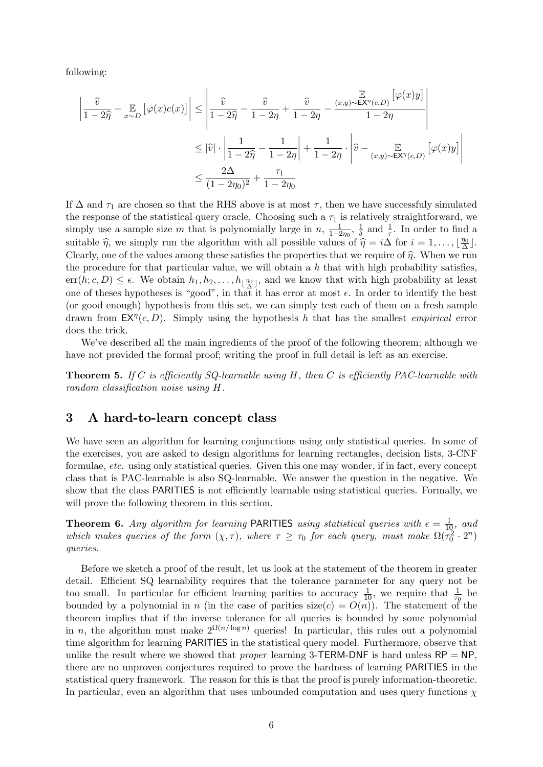following:

$$
\begin{aligned}
\left| \frac{\widehat{v}}{1-2\widehat{\eta}} - \mathop{\mathbb{E}}_{x \sim D}\left[\varphi(x)c(x)\right] \right| &\leq \left| \frac{\widehat{v}}{1-2\widehat{\eta}} - \frac{\widehat{v}}{1-2\eta} + \frac{\widehat{v}}{1-2\eta} - \frac{\mathop{\mathbb{E}}_{(x,y)\sim \mathsf{EX}^{\eta}(c,D)}\left[\varphi(x)y\right]}{1-2\eta} \right| \\
&\leq |\widehat{v}| \cdot \left| \frac{1}{1-2\widehat{\eta}} - \frac{1}{1-2\eta} \right| + \frac{1}{1-2\eta} \cdot \left| \widehat{v} - \mathop{\mathbb{E}}_{(x,y)\sim \mathsf{EX}^{\eta}(c,D)}\left[\varphi(x)y\right] \right| \\
&\leq \frac{2\Delta}{(1-2\eta_0)^2} + \frac{\tau_1}{1-2\eta_0}
\end{aligned}
$$

If $\Delta$ and $\tau_1$ are chosen so that the RHS above is at most $\tau$, then we have successfuly simulated the response of the statistical query oracle. Choosing such a $\tau_1$ is relatively straightforward, we simply use a sample size $m$ that is polynomially large in $n$, $\frac{1}{1-2\eta_0}$, $\frac{1}{\delta}$ and $\frac{1}{\tau}$. In order to find a suitable $\widehat{\eta}$, we simply run the algorithm with all possible values of $\widehat{\eta} = i\Delta$ for $i = 1, \ldots, \lfloor \frac{\eta_0}{\Delta} \rfloor$. Clearly, one of the values among these satisfies the properties that we require of $\widehat{\eta}$. When we run the procedure for that particular value, we will obtain a $h$ that with high probability satisfies, $\mathrm{err}(h; c, D) \leq \epsilon$. We obtain $h_1, h_2, \ldots, h_{\lfloor \frac{\eta_0}{\Delta} \rfloor}$, and we know that with high probability at least one of theses hypotheses is "good", in that it has error at most $\epsilon$. In order to identify the best (or good enough) hypothesis from this set, we can simply test each of them on a fresh sample drawn from $\mathsf{EX}^{\eta}(c, D)$. Simply using the hypothesis $h$ that has the smallest *empirical* error does the trick.

We've described all the main ingredients of the proof of the following theorem; although we have not provided the formal proof; writing the proof in full detail is left as an exercise.

**Theorem 5.** *If $C$ is efficiently SQ-learnable using $H$, then $C$ is efficiently PAC-learnable with random classification noise using $H$.*

## 3 A hard-to-learn concept class

We have seen an algorithm for learning conjunctions using only statistical queries. In some of the exercises, you are asked to design algorithms for learning rectangles, decision lists, 3-CNF formulae, *etc.* using only statistical queries. Given this one may wonder, if in fact, every concept class that is PAC-learnable is also SQ-learnable. We answer the question in the negative. We show that the class PARITIES is not efficiently learnable using statistical queries. Formally, we will prove the following theorem in this section.

**Theorem 6.** *Any algorithm for learning* PARITIES *using statistical queries with $\epsilon = \frac{1}{10}$, and which makes queries of the form $(\chi, \tau)$, where $\tau \geq \tau_0$ for each query, must make $\Omega(\tau_0^2 \cdot 2^n)$ queries.*

Before we sketch a proof of the result, let us look at the statement of the theorem in greater detail. Efficient SQ learnability requires that the tolerance parameter for any query not be too small. In particular for efficient learning parities to accuracy $\frac{1}{10}$, we require that $\frac{1}{\tau_0}$ be bounded by a polynomial in $n$ (in the case of parities $\mathrm{size}(c) = O(n)$). The statement of the theorem implies that if the inverse tolerance for all queries is bounded by some polynomial in $n$, the algorithm must make $2^{\Omega(n/\log n)}$ queries! In particular, this rules out a polynomial time algorithm for learning PARITIES in the statistical query model. Furthermore, observe that unlike the result where we showed that *proper* learning 3-TERM-DNF is hard unless RP = NP, there are no unproven conjectures required to prove the hardness of learning PARITIES in the statistical query framework. The reason for this is that the proof is purely information-theoretic. In particular, even an algorithm that uses unbounded computation and uses query functions $\chi$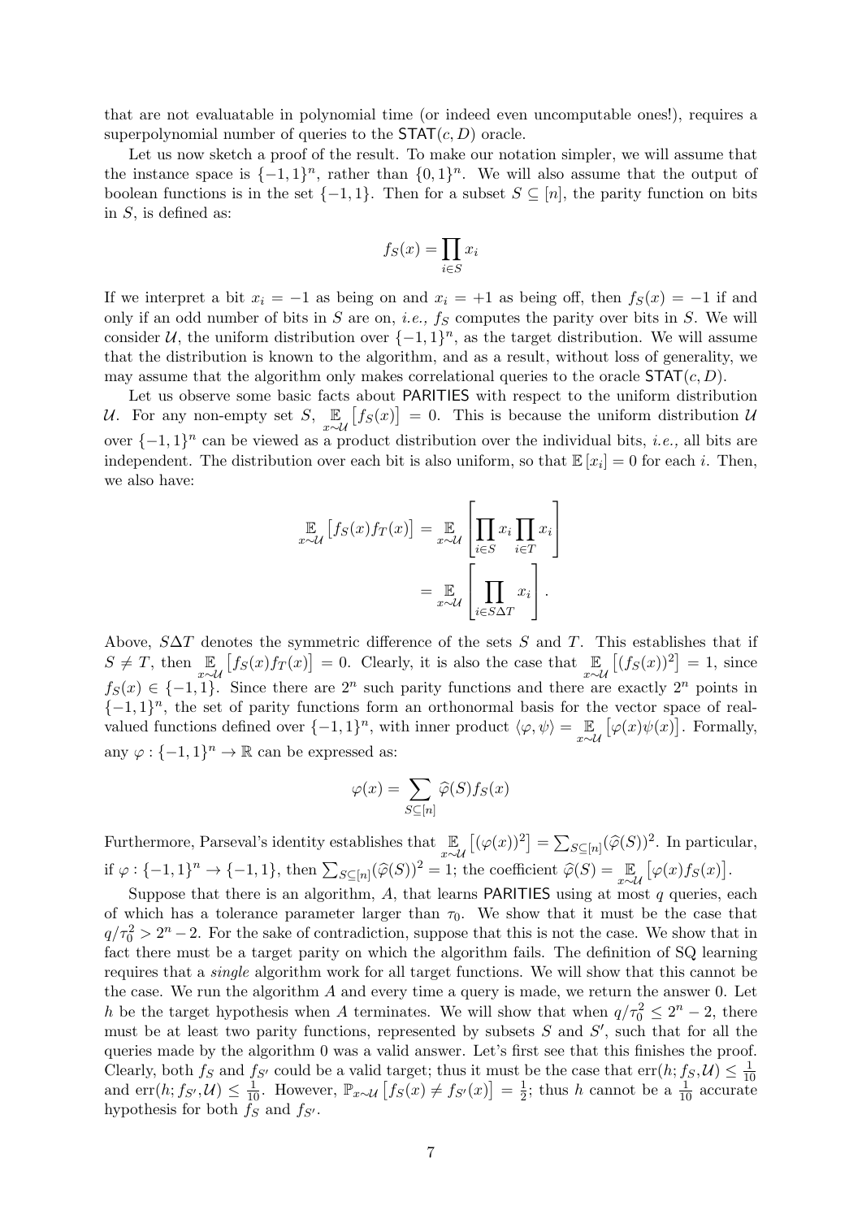that are not evaluatable in polynomial time (or indeed even uncomputable ones!), requires a superpolynomial number of queries to the $\mathsf{STAT}(c, D)$ oracle.

Let us now sketch a proof of the result. To make our notation simpler, we will assume that the instance space is $\{-1, 1\}^n$, rather than $\{0, 1\}^n$. We will also assume that the output of boolean functions is in the set $\{-1, 1\}$. Then for a subset $S \subseteq [n]$, the parity function on bits in $S$, is defined as:

$$f_S(x) = \prod_{i \in S} x_i$$

If we interpret a bit $x_i = -1$ as being on and $x_i = +1$ as being off, then $f_S(x) = -1$ if and only if an odd number of bits in $S$ are on, *i.e.,* $f_S$ computes the parity over bits in $S$. We will consider $\mathcal{U}$, the uniform distribution over $\{-1, 1\}^n$, as the target distribution. We will assume that the distribution is known to the algorithm, and as a result, without loss of generality, we may assume that the algorithm only makes correlational queries to the oracle $\mathsf{STAT}(c, D)$.

Let us observe some basic facts about $\mathsf{PARITIES}$ with respect to the uniform distribution $\mathcal{U}$. For any non-empty set $S$, $\mathbb{E}_{x \sim \mathcal{U}}\left[f_S(x)\right] = 0$. This is because the uniform distribution $\mathcal{U}$ over $\{-1, 1\}^n$ can be viewed as a product distribution over the individual bits, *i.e.,* all bits are independent. The distribution over each bit is also uniform, so that $\mathbb{E}\left[x_i\right] = 0$ for each $i$. Then, we also have:

$$\begin{aligned}
\mathbb{E}_{x \sim \mathcal{U}}\left[f_S(x) f_T(x)\right] &= \mathbb{E}_{x \sim \mathcal{U}}\left[\prod_{i \in S} x_i \prod_{i \in T} x_i\right] \\
&= \mathbb{E}_{x \sim \mathcal{U}}\left[\prod_{i \in S \Delta T} x_i\right].
\end{aligned}$$

Above, $S \Delta T$ denotes the symmetric difference of the sets $S$ and $T$. This establishes that if $S \neq T$, then $\mathbb{E}_{x \sim \mathcal{U}}\left[f_S(x) f_T(x)\right] = 0$. Clearly, it is also the case that $\mathbb{E}_{x \sim \mathcal{U}}\left[(f_S(x))^2\right] = 1$, since $f_S(x) \in \{-1, 1\}$. Since there are $2^n$ such parity functions and there are exactly $2^n$ points in $\{-1, 1\}^n$, the set of parity functions form an orthonormal basis for the vector space of real-valued functions defined over $\{-1, 1\}^n$, with inner product $\langle \varphi, \psi \rangle = \mathbb{E}_{x \sim \mathcal{U}}\left[\varphi(x) \psi(x)\right]$. Formally, any $\varphi : \{-1, 1\}^n \to \mathbb{R}$ can be expressed as:

$$\varphi(x) = \sum_{S \subseteq [n]} \widehat{\varphi}(S) f_S(x)$$

Furthermore, Parseval's identity establishes that $\mathbb{E}_{x \sim \mathcal{U}}\left[(\varphi(x))^2\right] = \sum_{S \subseteq [n]} (\widehat{\varphi}(S))^2$. In particular, if $\varphi : \{-1, 1\}^n \to \{-1, 1\}$, then $\sum_{S \subseteq [n]} (\widehat{\varphi}(S))^2 = 1$; the coefficient $\widehat{\varphi}(S) = \mathbb{E}_{x \sim \mathcal{U}}\left[\varphi(x) f_S(x)\right]$.

Suppose that there is an algorithm, $A$, that learns $\mathsf{PARITIES}$ using at most $q$ queries, each of which has a tolerance parameter larger than $\tau_0$. We show that it must be the case that $q/\tau_0^2 > 2^n - 2$. For the sake of contradiction, suppose that this is not the case. We show that in fact there must be a target parity on which the algorithm fails. The definition of SQ learning requires that a *single* algorithm work for all target functions. We will show that this cannot be the case. We run the algorithm $A$ and every time a query is made, we return the answer 0. Let $h$ be the target hypothesis when $A$ terminates. We will show that when $q/\tau_0^2 \leq 2^n - 2$, there must be at least two parity functions, represented by subsets $S$ and $S'$, such that for all the queries made by the algorithm 0 was a valid answer. Let's first see that this finishes the proof. Clearly, both $f_S$ and $f_{S'}$ could be a valid target; thus it must be the case that $\mathrm{err}(h; f_S, \mathcal{U}) \leq \frac{1}{10}$ and $\mathrm{err}(h; f_{S'}, \mathcal{U}) \leq \frac{1}{10}$. However, $\mathbb{P}_{x \sim \mathcal{U}}\left[f_S(x) \neq f_{S'}(x)\right] = \frac{1}{2}$; thus $h$ cannot be a $\frac{1}{10}$ accurate hypothesis for both $f_S$ and $f_{S'}$.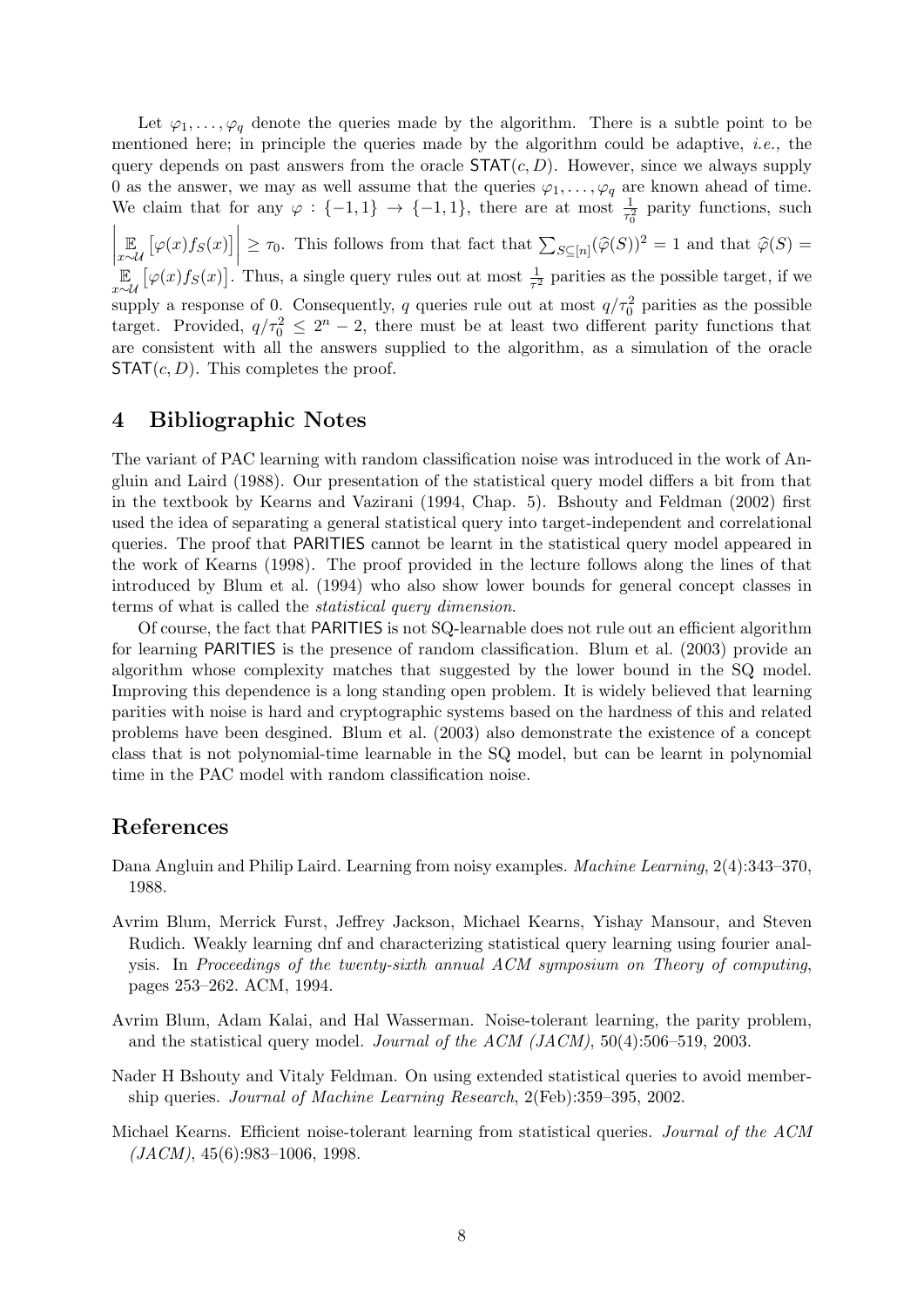Let $\varphi_1, \ldots, \varphi_q$ denote the queries made by the algorithm. There is a subtle point to be mentioned here; in principle the queries made by the algorithm could be adaptive, *i.e.,* the query depends on past answers from the oracle $\mathsf{STAT}(c, D)$. However, since we always supply 0 as the answer, we may as well assume that the queries $\varphi_1, \ldots, \varphi_q$ are known ahead of time. We claim that for any $\varphi : \{-1, 1\} \rightarrow \{-1, 1\}$, there are at most $\frac{1}{\tau_0^2}$ parity functions, such $\left| \underset{x \sim \mathcal{U}}{\mathbb{E}} \left[ \varphi(x) f_S(x) \right] \right| \geq \tau_0$. This follows from that fact that $\sum_{S \subseteq [n]} (\widehat{\varphi}(S))^2 = 1$ and that $\widehat{\varphi}(S) = \underset{x \sim \mathcal{U}}{\mathbb{E}} \left[ \varphi(x) f_S(x) \right]$. Thus, a single query rules out at most $\frac{1}{\tau^2}$ parities as the possible target, if we supply a response of 0. Consequently, $q$ queries rule out at most $q/\tau_0^2$ parities as the possible target. Provided, $q/\tau_0^2 \leq 2^n - 2$, there must be at least two different parity functions that are consistent with all the answers supplied to the algorithm, as a simulation of the oracle $\mathsf{STAT}(c, D)$. This completes the proof.

## 4 Bibliographic Notes

The variant of PAC learning with random classification noise was introduced in the work of Angluin and Laird (1988). Our presentation of the statistical query model differs a bit from that in the textbook by Kearns and Vazirani (1994, Chap. 5). Bshouty and Feldman (2002) first used the idea of separating a general statistical query into target-independent and correlational queries. The proof that PARITIES cannot be learnt in the statistical query model appeared in the work of Kearns (1998). The proof provided in the lecture follows along the lines of that introduced by Blum et al. (1994) who also show lower bounds for general concept classes in terms of what is called the *statistical query dimension*.

Of course, the fact that PARITIES is not SQ-learnable does not rule out an efficient algorithm for learning PARITIES is the presence of random classification. Blum et al. (2003) provide an algorithm whose complexity matches that suggested by the lower bound in the SQ model. Improving this dependence is a long standing open problem. It is widely believed that learning parities with noise is hard and cryptographic systems based on the hardness of this and related problems have been desgined. Blum et al. (2003) also demonstrate the existence of a concept class that is not polynomial-time learnable in the SQ model, but can be learnt in polynomial time in the PAC model with random classification noise.

## References

Dana Angluin and Philip Laird. Learning from noisy examples. *Machine Learning*, 2(4):343–370, 1988.

Avrim Blum, Merrick Furst, Jeffrey Jackson, Michael Kearns, Yishay Mansour, and Steven Rudich. Weakly learning dnf and characterizing statistical query learning using fourier analysis. In *Proceedings of the twenty-sixth annual ACM symposium on Theory of computing*, pages 253–262. ACM, 1994.

Avrim Blum, Adam Kalai, and Hal Wasserman. Noise-tolerant learning, the parity problem, and the statistical query model. *Journal of the ACM (JACM)*, 50(4):506–519, 2003.

Nader H Bshouty and Vitaly Feldman. On using extended statistical queries to avoid membership queries. *Journal of Machine Learning Research*, 2(Feb):359–395, 2002.

Michael Kearns. Efficient noise-tolerant learning from statistical queries. *Journal of the ACM (JACM)*, 45(6):983–1006, 1998.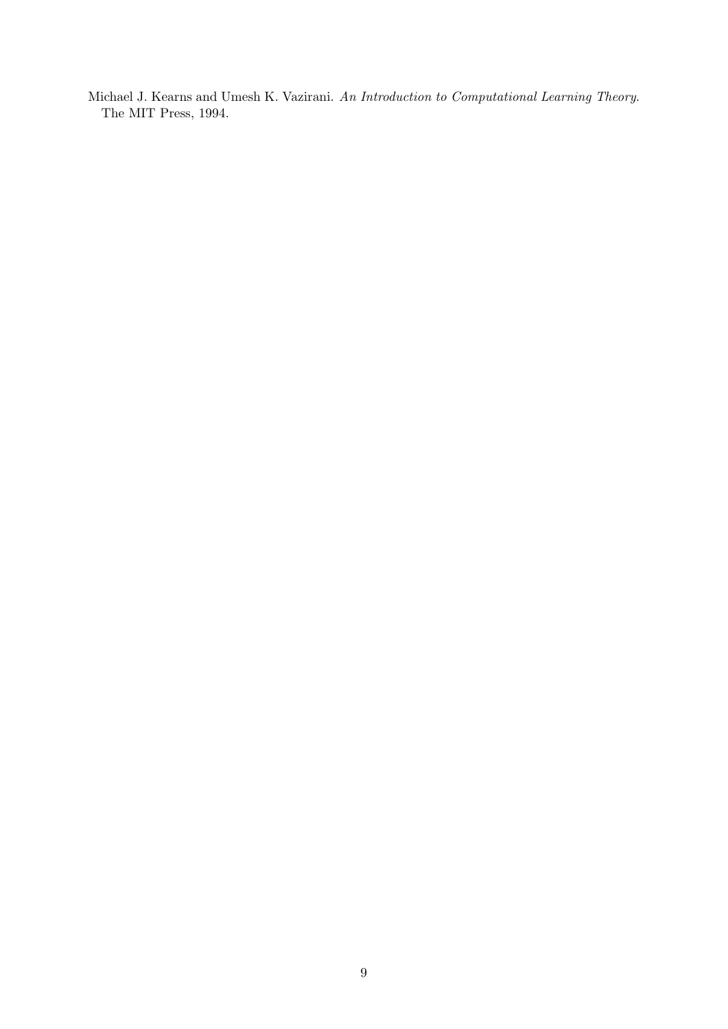Michael J. Kearns and Umesh K. Vazirani. *An Introduction to Computational Learning Theory*. The MIT Press, 1994.